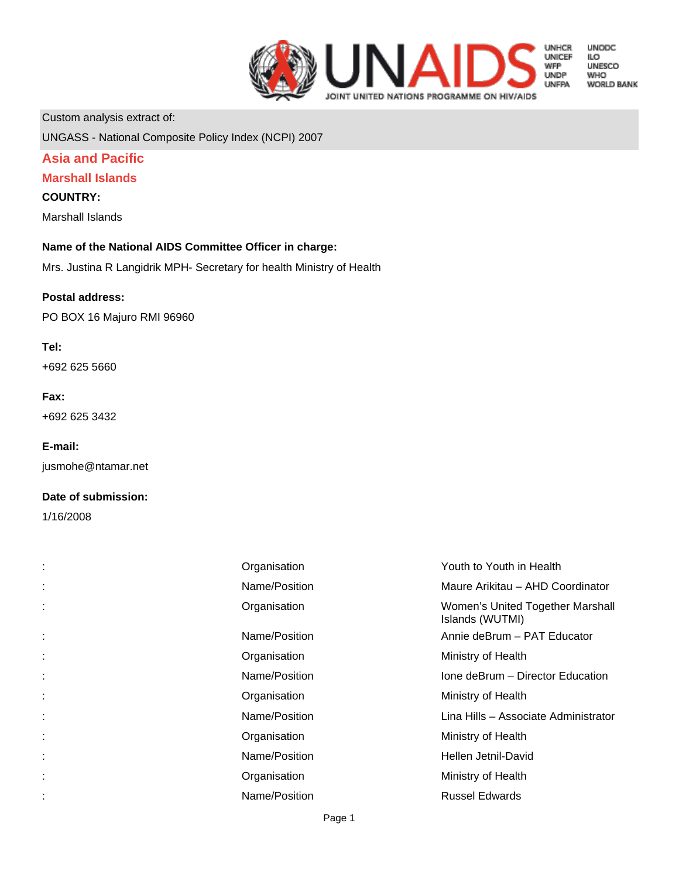Custom analysis extract of:

UNGASS - National Composite Policy Index (NCPI) 2007

## Asia and Pacific

## Marshall Islands

**COUNTRY:**

Marshall Islands

**Name of the National AIDS Committee Officer in charge:**

Mrs. Justina R Langidrik MPH- Secretary for health Ministry of Health

**Postal address:**

PO BOX 16 Majuro RMI 96960

**Tel:**

+692 625 5660

**Fax:**

+692 625 3432

**E-mail:**

jusmohe@ntamar.net

**Date of submission:**

1/16/2008

| | | |
|---|---|---|
| : | Organisation | Youth to Youth in Health |
| : | Name/Position | Maure Arikitau – AHD Coordinator |
| : | Organisation | Women's United Together Marshall Islands (WUTMI) |
| : | Name/Position | Annie deBrum – PAT Educator |
| : | Organisation | Ministry of Health |
| : | Name/Position | Ione deBrum – Director Education |
| : | Organisation | Ministry of Health |
| : | Name/Position | Lina Hills – Associate Administrator |
| : | Organisation | Ministry of Health |
| : | Name/Position | Hellen Jetnil-David |
| : | Organisation | Ministry of Health |
| : | Name/Position | Russel Edwards |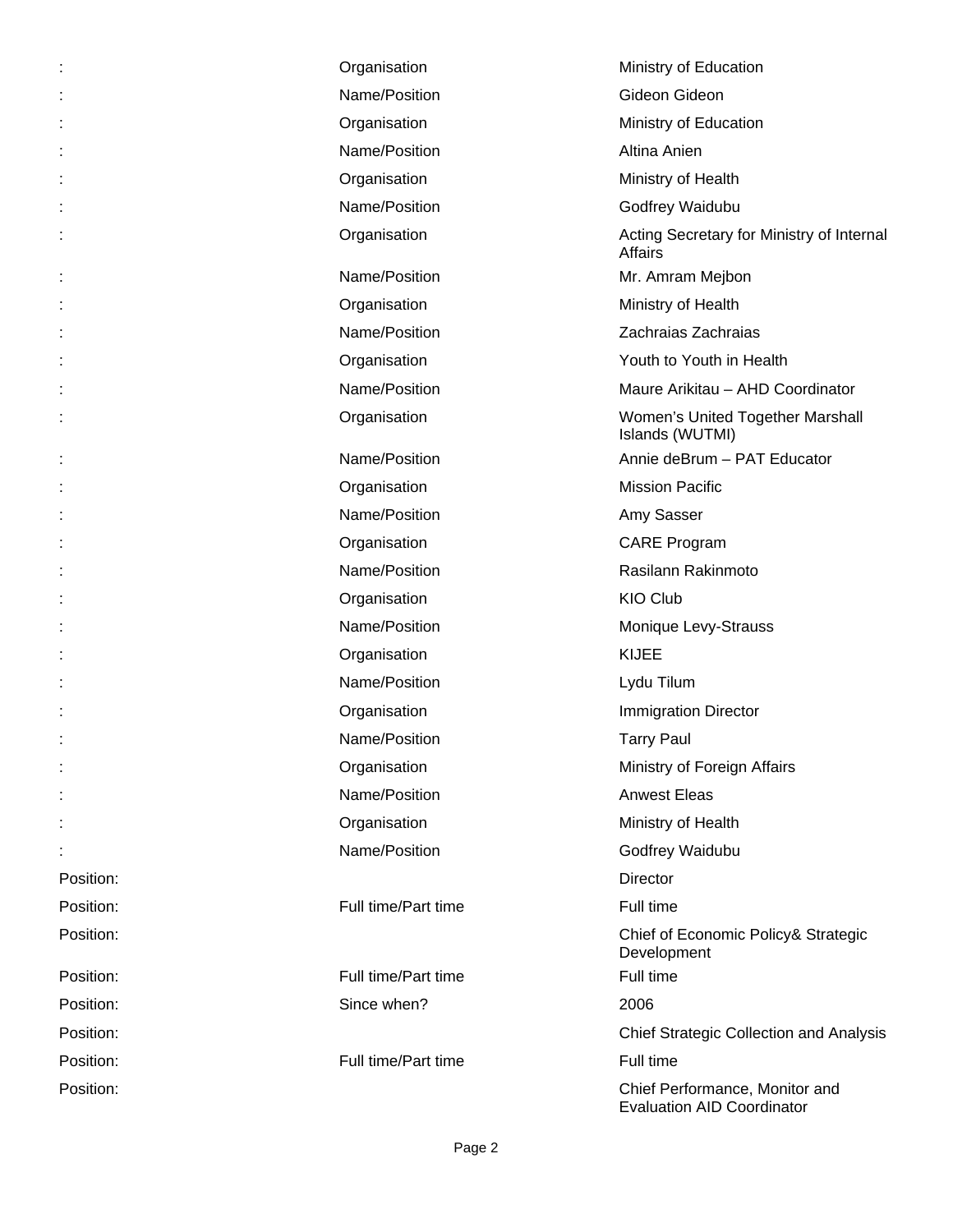| | | |
|---|---|---|
| : | Organisation | Ministry of Education |
| : | Name/Position | Gideon Gideon |
| : | Organisation | Ministry of Education |
| : | Name/Position | Altina Anien |
| : | Organisation | Ministry of Health |
| : | Name/Position | Godfrey Waidubu |
| : | Organisation | Acting Secretary for Ministry of Internal Affairs |
| : | Name/Position | Mr. Amram Mejbon |
| : | Organisation | Ministry of Health |
| : | Name/Position | Zachraias Zachraias |
| : | Organisation | Youth to Youth in Health |
| : | Name/Position | Maure Arikitau – AHD Coordinator |
| : | Organisation | Women's United Together Marshall Islands (WUTMI) |
| : | Name/Position | Annie deBrum – PAT Educator |
| : | Organisation | Mission Pacific |
| : | Name/Position | Amy Sasser |
| : | Organisation | CARE Program |
| : | Name/Position | Rasilann Rakinmoto |
| : | Organisation | KIO Club |
| : | Name/Position | Monique Levy-Strauss |
| : | Organisation | KIJEE |
| : | Name/Position | Lydu Tilum |
| : | Organisation | Immigration Director |
| : | Name/Position | Tarry Paul |
| : | Organisation | Ministry of Foreign Affairs |
| : | Name/Position | Anwest Eleas |
| : | Organisation | Ministry of Health |
| : | Name/Position | Godfrey Waidubu |
| Position: | | Director |
| Position: | Full time/Part time | Full time |
| Position: | | Chief of Economic Policy& Strategic Development |
| Position: | Full time/Part time | Full time |
| Position: | Since when? | 2006 |
| Position: | | Chief Strategic Collection and Analysis |
| Position: | Full time/Part time | Full time |
| Position: | | Chief Performance, Monitor and Evaluation AID Coordinator |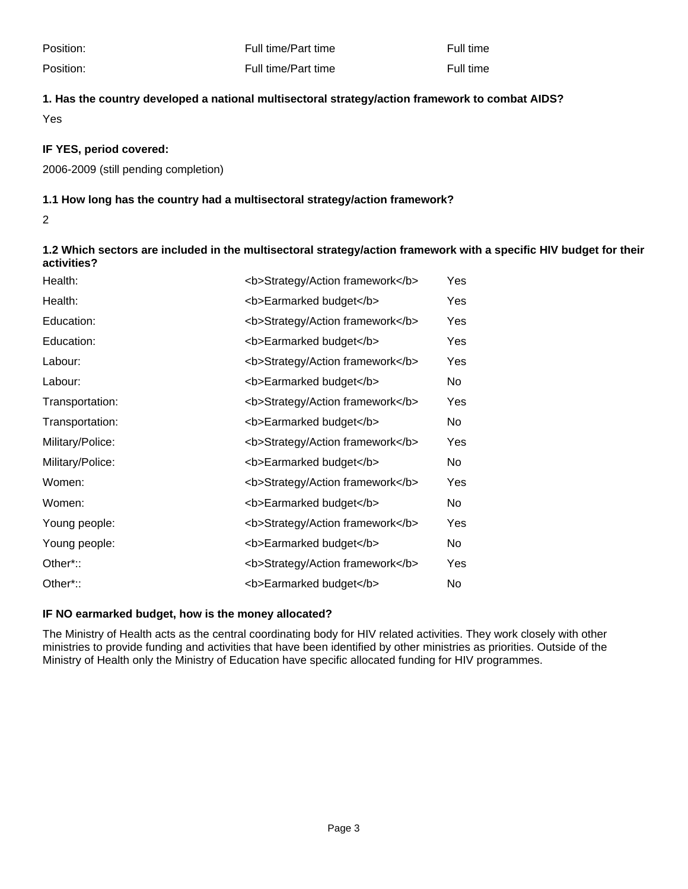| | | |
|---|---|---|
| Position: | Full time/Part time | Full time |
| Position: | Full time/Part time | Full time |

**1. Has the country developed a national multisectoral strategy/action framework to combat AIDS?**

Yes

**IF YES, period covered:**

2006-2009 (still pending completion)

**1.1 How long has the country had a multisectoral strategy/action framework?**

2

**1.2 Which sectors are included in the multisectoral strategy/action framework with a specific HIV budget for their activities?**

| | | |
|---|---|---|
| Health: | <b>Strategy/Action framework</b> | Yes |
| Health: | <b>Earmarked budget</b> | Yes |
| Education: | <b>Strategy/Action framework</b> | Yes |
| Education: | <b>Earmarked budget</b> | Yes |
| Labour: | <b>Strategy/Action framework</b> | Yes |
| Labour: | <b>Earmarked budget</b> | No |
| Transportation: | <b>Strategy/Action framework</b> | Yes |
| Transportation: | <b>Earmarked budget</b> | No |
| Military/Police: | <b>Strategy/Action framework</b> | Yes |
| Military/Police: | <b>Earmarked budget</b> | No |
| Women: | <b>Strategy/Action framework</b> | Yes |
| Women: | <b>Earmarked budget</b> | No |
| Young people: | <b>Strategy/Action framework</b> | Yes |
| Young people: | <b>Earmarked budget</b> | No |
| Other*:: | <b>Strategy/Action framework</b> | Yes |
| Other*:: | <b>Earmarked budget</b> | No |

**IF NO earmarked budget, how is the money allocated?**

The Ministry of Health acts as the central coordinating body for HIV related activities. They work closely with other ministries to provide funding and activities that have been identified by other ministries as priorities. Outside of the Ministry of Health only the Ministry of Education have specific allocated funding for HIV programmes.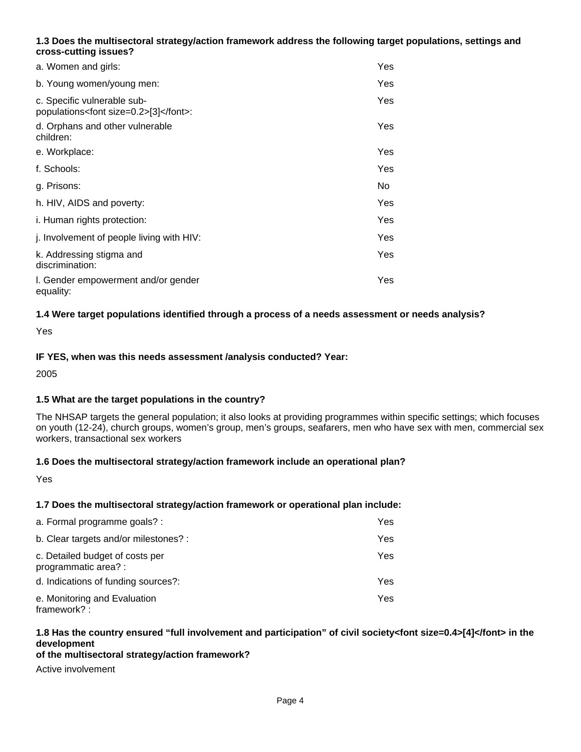**1.3 Does the multisectoral strategy/action framework address the following target populations, settings and cross-cutting issues?**

| | |
|---|---|
| a. Women and girls: | Yes |
| b. Young women/young men: | Yes |
| c. Specific vulnerable sub-populations[3]: | Yes |
| d. Orphans and other vulnerable children: | Yes |
| e. Workplace: | Yes |
| f. Schools: | Yes |
| g. Prisons: | No |
| h. HIV, AIDS and poverty: | Yes |
| i. Human rights protection: | Yes |
| j. Involvement of people living with HIV: | Yes |
| k. Addressing stigma and discrimination: | Yes |
| l. Gender empowerment and/or gender equality: | Yes |

**1.4 Were target populations identified through a process of a needs assessment or needs analysis?**

Yes

**IF YES, when was this needs assessment /analysis conducted? Year:**

2005

**1.5 What are the target populations in the country?**

The NHSAP targets the general population; it also looks at providing programmes within specific settings; which focuses on youth (12-24), church groups, women's group, men's groups, seafarers, men who have sex with men, commercial sex workers, transactional sex workers

**1.6 Does the multisectoral strategy/action framework include an operational plan?**

Yes

**1.7 Does the multisectoral strategy/action framework or operational plan include:**

| | |
|---|---|
| a. Formal programme goals? : | Yes |
| b. Clear targets and/or milestones? : | Yes |
| c. Detailed budget of costs per programmatic area? : | Yes |
| d. Indications of funding sources?: | Yes |
| e. Monitoring and Evaluation framework? : | Yes |

**1.8 Has the country ensured "full involvement and participation" of civil society[4] in the development of the multisectoral strategy/action framework?**

Active involvement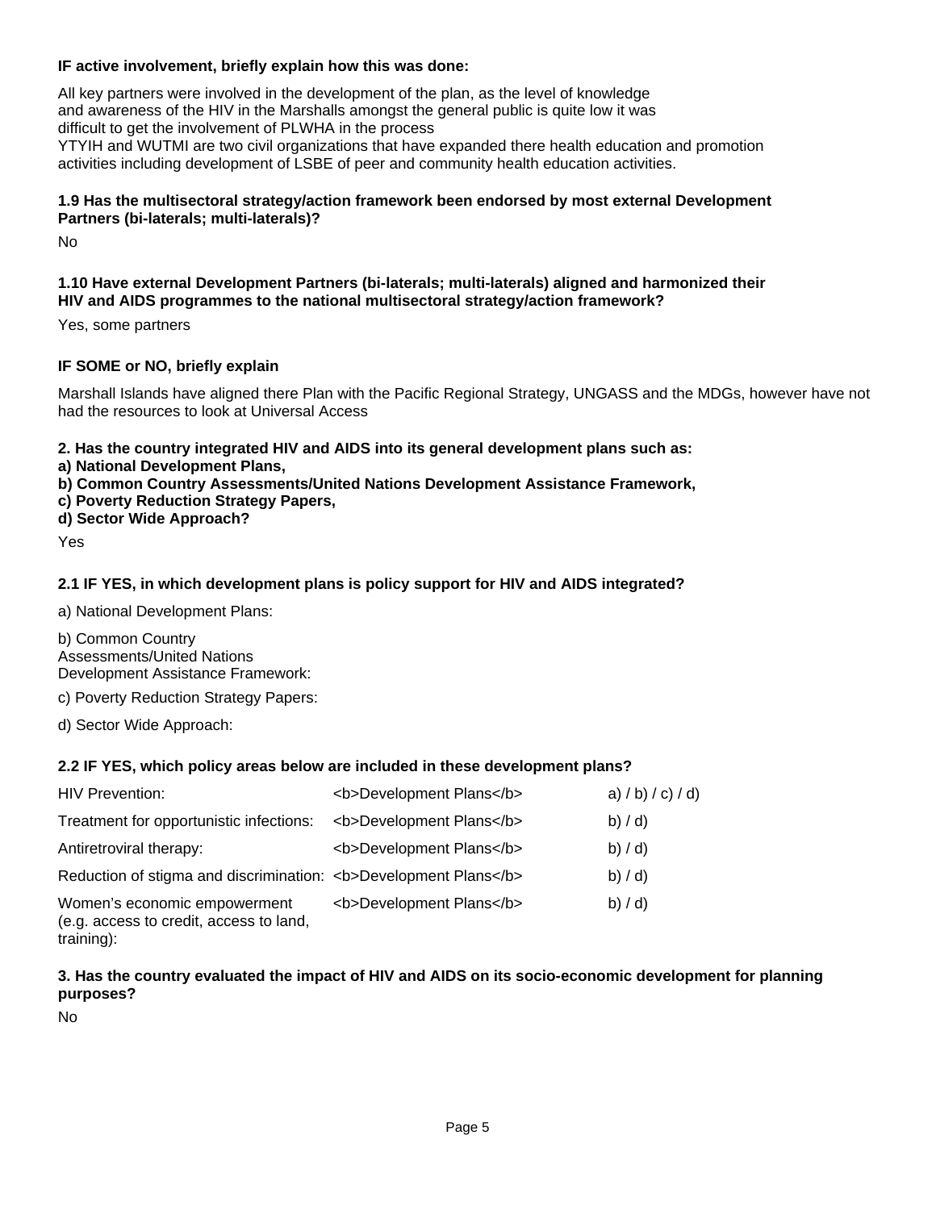**IF active involvement, briefly explain how this was done:**

All key partners were involved in the development of the plan, as the level of knowledge and awareness of the HIV in the Marshalls amongst the general public is quite low it was difficult to get the involvement of PLWHA in the process
YTYIH and WUTMI are two civil organizations that have expanded there health education and promotion activities including development of LSBE of peer and community health education activities.

**1.9 Has the multisectoral strategy/action framework been endorsed by most external Development Partners (bi-laterals; multi-laterals)?**

No

**1.10 Have external Development Partners (bi-laterals; multi-laterals) aligned and harmonized their HIV and AIDS programmes to the national multisectoral strategy/action framework?**

Yes, some partners

**IF SOME or NO, briefly explain**

Marshall Islands have aligned there Plan with the Pacific Regional Strategy, UNGASS and the MDGs, however have not had the resources to look at Universal Access

**2. Has the country integrated HIV and AIDS into its general development plans such as:**
**a) National Development Plans,**
**b) Common Country Assessments/United Nations Development Assistance Framework,**
**c) Poverty Reduction Strategy Papers,**
**d) Sector Wide Approach?**

Yes

**2.1 IF YES, in which development plans is policy support for HIV and AIDS integrated?**

a) National Development Plans:

b) Common Country Assessments/United Nations Development Assistance Framework:

c) Poverty Reduction Strategy Papers:

d) Sector Wide Approach:

**2.2 IF YES, which policy areas below are included in these development plans?**

| | | |
|---|---|---|
| HIV Prevention: | <b>Development Plans</b> | a) / b) / c) / d) |
| Treatment for opportunistic infections: | <b>Development Plans</b> | b) / d) |
| Antiretroviral therapy: | <b>Development Plans</b> | b) / d) |
| Reduction of stigma and discrimination: | <b>Development Plans</b> | b) / d) |
| Women's economic empowerment (e.g. access to credit, access to land, training): | <b>Development Plans</b> | b) / d) |

**3. Has the country evaluated the impact of HIV and AIDS on its socio-economic development for planning purposes?**

No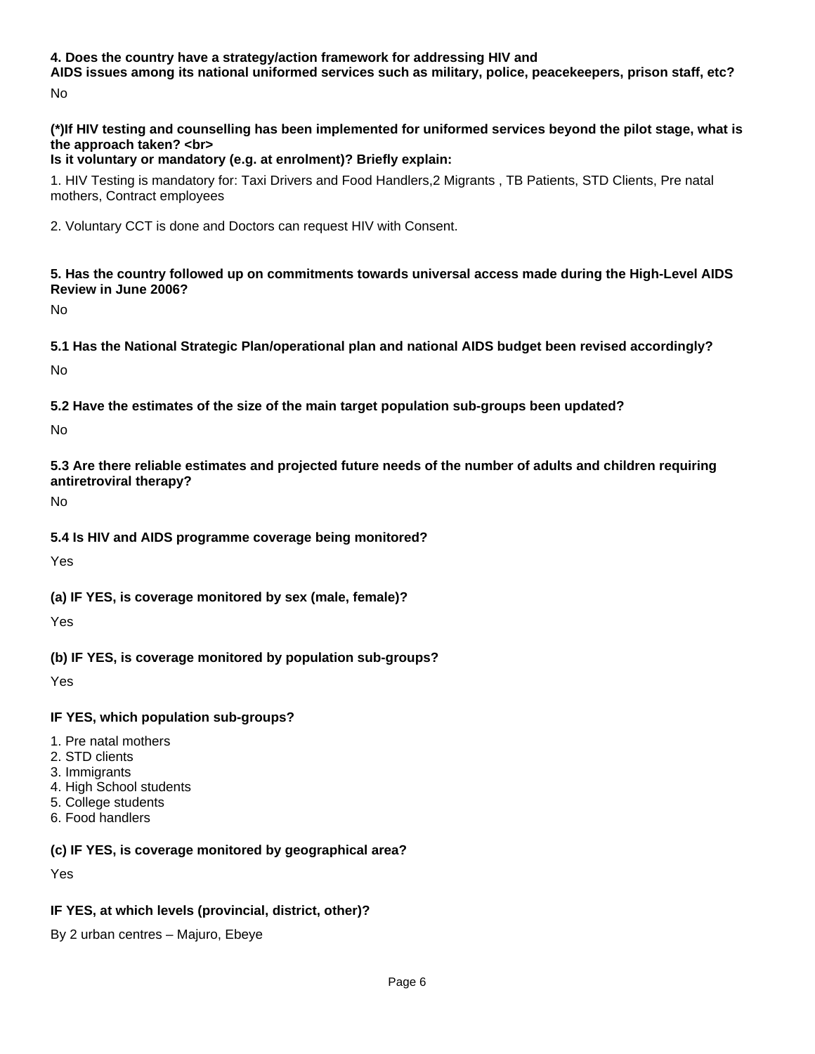**4. Does the country have a strategy/action framework for addressing HIV and AIDS issues among its national uniformed services such as military, police, peacekeepers, prison staff, etc?**

No

**(*)If HIV testing and counselling has been implemented for uniformed services beyond the pilot stage, what is the approach taken? <br>
Is it voluntary or mandatory (e.g. at enrolment)? Briefly explain:**

1. HIV Testing is mandatory for: Taxi Drivers and Food Handlers,2 Migrants , TB Patients, STD Clients, Pre natal mothers, Contract employees

2. Voluntary CCT is done and Doctors can request HIV with Consent.

**5. Has the country followed up on commitments towards universal access made during the High-Level AIDS Review in June 2006?**

No

**5.1 Has the National Strategic Plan/operational plan and national AIDS budget been revised accordingly?**

No

**5.2 Have the estimates of the size of the main target population sub-groups been updated?**

No

**5.3 Are there reliable estimates and projected future needs of the number of adults and children requiring antiretroviral therapy?**

No

**5.4 Is HIV and AIDS programme coverage being monitored?**

Yes

**(a) IF YES, is coverage monitored by sex (male, female)?**

Yes

**(b) IF YES, is coverage monitored by population sub-groups?**

Yes

**IF YES, which population sub-groups?**

1. Pre natal mothers
2. STD clients
3. Immigrants
4. High School students
5. College students
6. Food handlers

**(c) IF YES, is coverage monitored by geographical area?**

Yes

**IF YES, at which levels (provincial, district, other)?**

By 2 urban centres – Majuro, Ebeye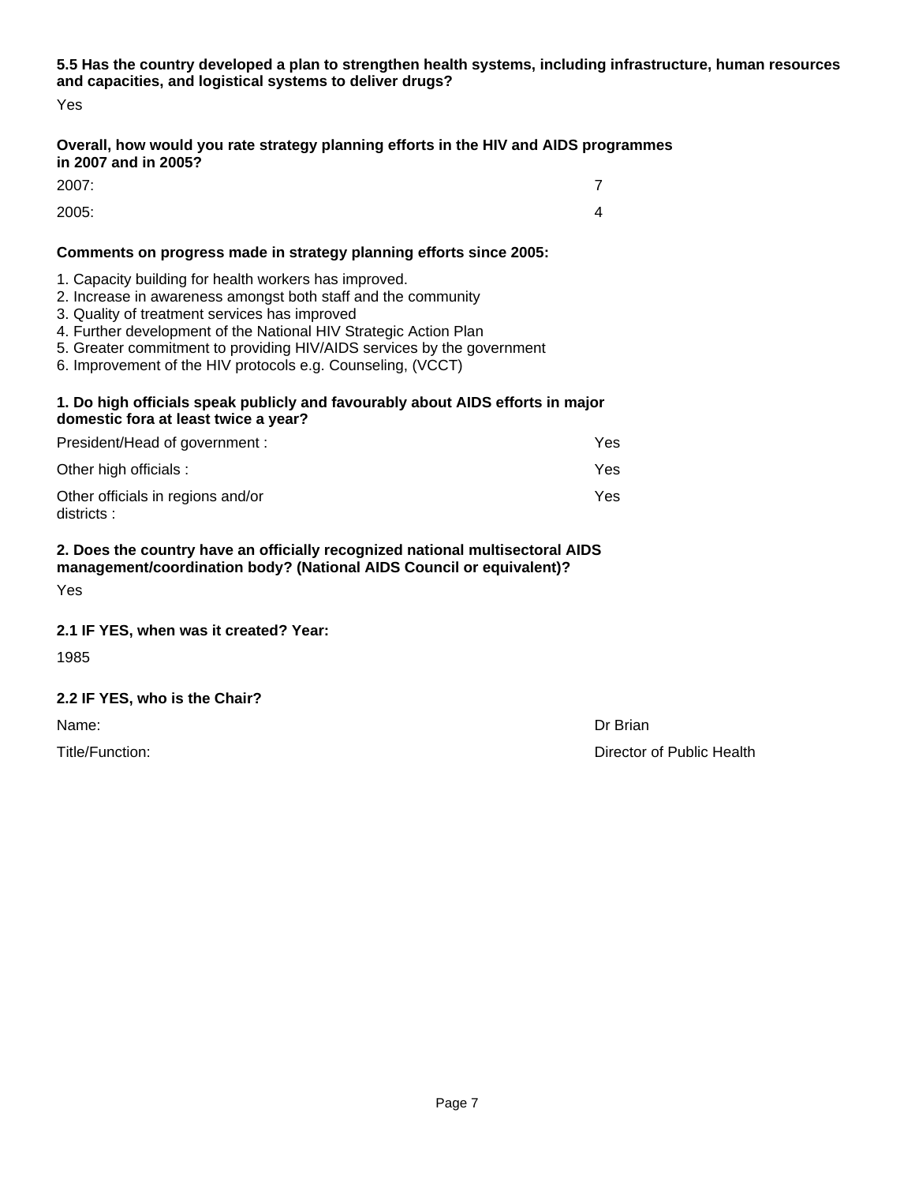**5.5 Has the country developed a plan to strengthen health systems, including infrastructure, human resources and capacities, and logistical systems to deliver drugs?**

Yes

**Overall, how would you rate strategy planning efforts in the HIV and AIDS programmes in 2007 and in 2005?**

| | |
|---|---|
| 2007: | 7 |
| 2005: | 4 |

**Comments on progress made in strategy planning efforts since 2005:**

1. Capacity building for health workers has improved.
2. Increase in awareness amongst both staff and the community
3. Quality of treatment services has improved
4. Further development of the National HIV Strategic Action Plan
5. Greater commitment to providing HIV/AIDS services by the government
6. Improvement of the HIV protocols e.g. Counseling, (VCCT)

**1. Do high officials speak publicly and favourably about AIDS efforts in major domestic fora at least twice a year?**

| | |
|---|---|
| President/Head of government : | Yes |
| Other high officials : | Yes |
| Other officials in regions and/or districts : | Yes |

**2. Does the country have an officially recognized national multisectoral AIDS management/coordination body? (National AIDS Council or equivalent)?**

Yes

**2.1 IF YES, when was it created? Year:**

1985

**2.2 IF YES, who is the Chair?**

| | |
|---|---|
| Name: | Dr Brian |
| Title/Function: | Director of Public Health |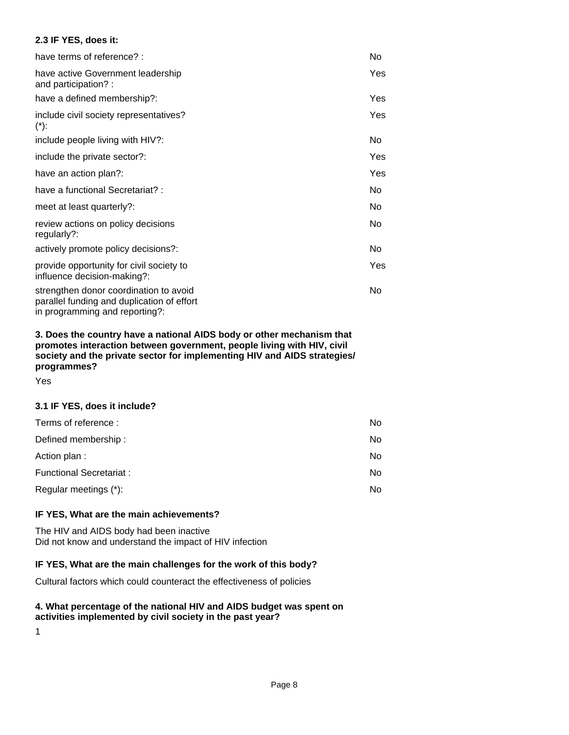**2.3 IF YES, does it:**

| | |
|---|---|
| have terms of reference? : | No |
| have active Government leadership and participation? : | Yes |
| have a defined membership?: | Yes |
| include civil society representatives? (*): | Yes |
| include people living with HIV?: | No |
| include the private sector?: | Yes |
| have an action plan?: | Yes |
| have a functional Secretariat? : | No |
| meet at least quarterly?: | No |
| review actions on policy decisions regularly?: | No |
| actively promote policy decisions?: | No |
| provide opportunity for civil society to influence decision-making?: | Yes |
| strengthen donor coordination to avoid parallel funding and duplication of effort in programming and reporting?: | No |

**3. Does the country have a national AIDS body or other mechanism that promotes interaction between government, people living with HIV, civil society and the private sector for implementing HIV and AIDS strategies/ programmes?**

Yes

**3.1 IF YES, does it include?**

| | |
|---|---|
| Terms of reference : | No |
| Defined membership : | No |
| Action plan : | No |
| Functional Secretariat : | No |
| Regular meetings (*): | No |

**IF YES, What are the main achievements?**

The HIV and AIDS body had been inactive
Did not know and understand the impact of HIV infection

**IF YES, What are the main challenges for the work of this body?**

Cultural factors which could counteract the effectiveness of policies

**4. What percentage of the national HIV and AIDS budget was spent on activities implemented by civil society in the past year?**

1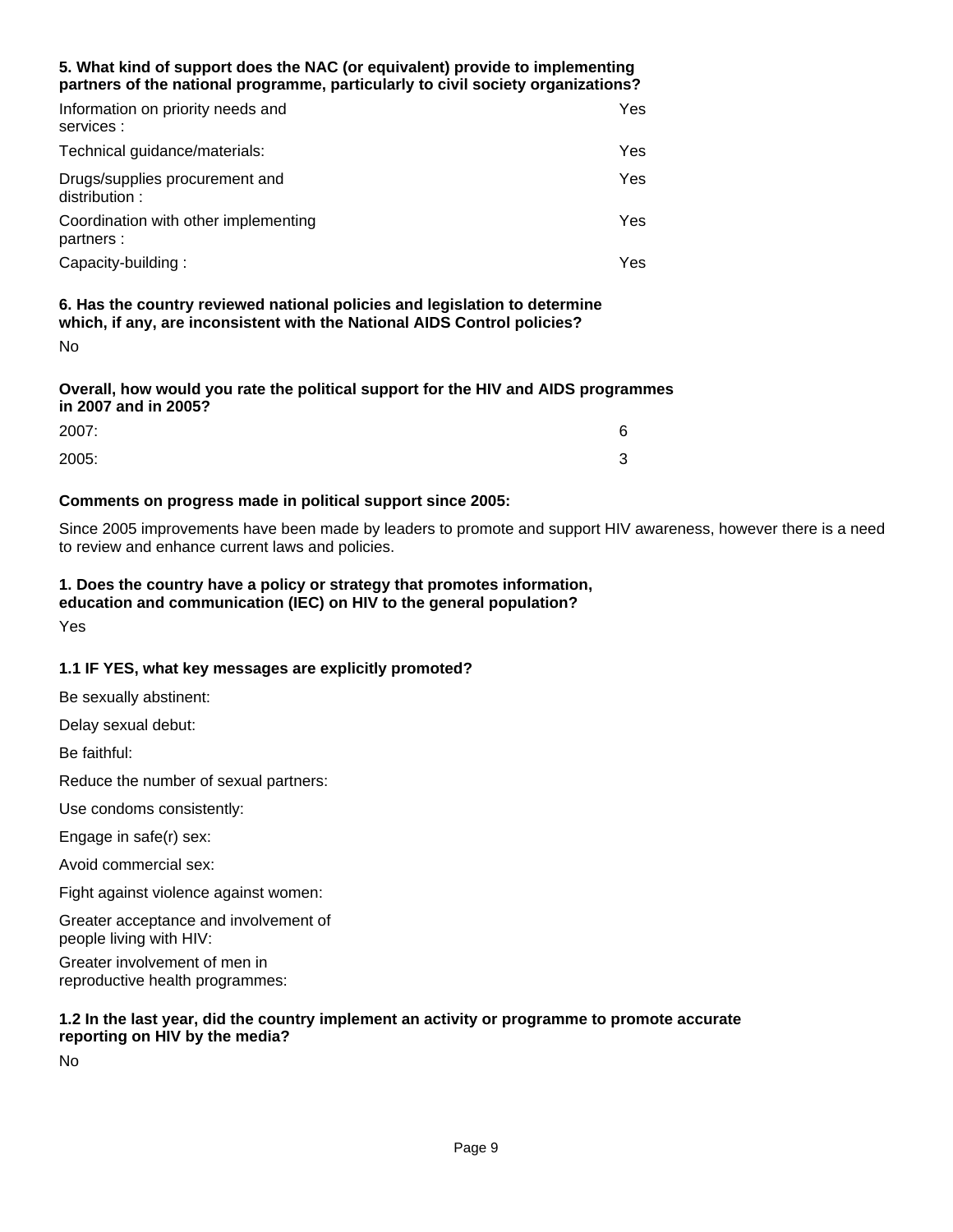**5. What kind of support does the NAC (or equivalent) provide to implementing partners of the national programme, particularly to civil society organizations?**

| | |
|---|---|
| Information on priority needs and services : | Yes |
| Technical guidance/materials: | Yes |
| Drugs/supplies procurement and distribution : | Yes |
| Coordination with other implementing partners : | Yes |
| Capacity-building : | Yes |

**6. Has the country reviewed national policies and legislation to determine which, if any, are inconsistent with the National AIDS Control policies?**

No

**Overall, how would you rate the political support for the HIV and AIDS programmes in 2007 and in 2005?**

| | |
|---|---|
| 2007: | 6 |
| 2005: | 3 |

**Comments on progress made in political support since 2005:**

Since 2005 improvements have been made by leaders to promote and support HIV awareness, however there is a need to review and enhance current laws and policies.

**1. Does the country have a policy or strategy that promotes information, education and communication (IEC) on HIV to the general population?**

Yes

**1.1 IF YES, what key messages are explicitly promoted?**

Be sexually abstinent:

Delay sexual debut:

Be faithful:

Reduce the number of sexual partners:

Use condoms consistently:

Engage in safe(r) sex:

Avoid commercial sex:

Fight against violence against women:

Greater acceptance and involvement of people living with HIV:

Greater involvement of men in reproductive health programmes:

**1.2 In the last year, did the country implement an activity or programme to promote accurate reporting on HIV by the media?**

No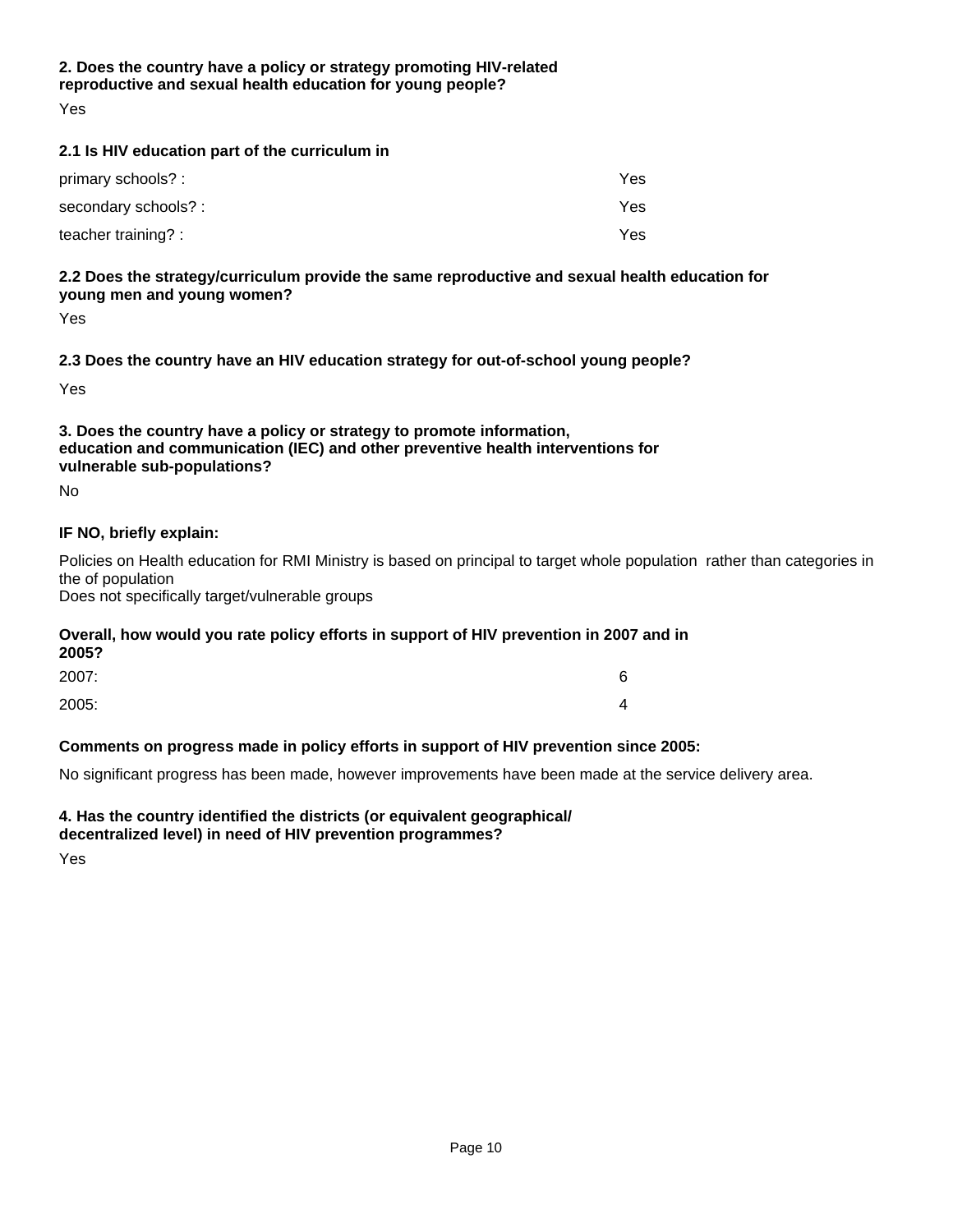**2. Does the country have a policy or strategy promoting HIV-related reproductive and sexual health education for young people?**

Yes

**2.1 Is HIV education part of the curriculum in**

| | |
|---|---|
| primary schools? : | Yes |
| secondary schools? : | Yes |
| teacher training? : | Yes |

**2.2 Does the strategy/curriculum provide the same reproductive and sexual health education for young men and young women?**

Yes

**2.3 Does the country have an HIV education strategy for out-of-school young people?**

Yes

**3. Does the country have a policy or strategy to promote information, education and communication (IEC) and other preventive health interventions for vulnerable sub-populations?**

No

**IF NO, briefly explain:**

Policies on Health education for RMI Ministry is based on principal to target whole population rather than categories in the of population
Does not specifically target/vulnerable groups

**Overall, how would you rate policy efforts in support of HIV prevention in 2007 and in 2005?**

| | |
|---|---|
| 2007: | 6 |
| 2005: | 4 |

**Comments on progress made in policy efforts in support of HIV prevention since 2005:**

No significant progress has been made, however improvements have been made at the service delivery area.

**4. Has the country identified the districts (or equivalent geographical/ decentralized level) in need of HIV prevention programmes?**

Yes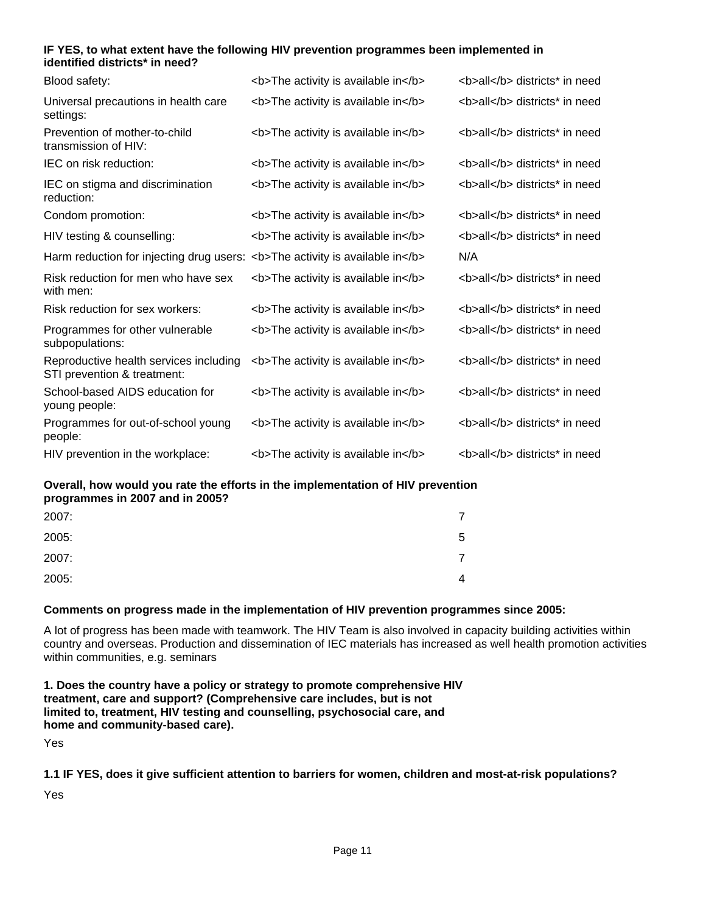**IF YES, to what extent have the following HIV prevention programmes been implemented in identified districts* in need?**

| | | |
|---|---|---|
| Blood safety: | <b>The activity is available in</b> | <b>all</b> districts* in need |
| Universal precautions in health care settings: | <b>The activity is available in</b> | <b>all</b> districts* in need |
| Prevention of mother-to-child transmission of HIV: | <b>The activity is available in</b> | <b>all</b> districts* in need |
| IEC on risk reduction: | <b>The activity is available in</b> | <b>all</b> districts* in need |
| IEC on stigma and discrimination reduction: | <b>The activity is available in</b> | <b>all</b> districts* in need |
| Condom promotion: | <b>The activity is available in</b> | <b>all</b> districts* in need |
| HIV testing & counselling: | <b>The activity is available in</b> | <b>all</b> districts* in need |
| Harm reduction for injecting drug users: | <b>The activity is available in</b> | N/A |
| Risk reduction for men who have sex with men: | <b>The activity is available in</b> | <b>all</b> districts* in need |
| Risk reduction for sex workers: | <b>The activity is available in</b> | <b>all</b> districts* in need |
| Programmes for other vulnerable subpopulations: | <b>The activity is available in</b> | <b>all</b> districts* in need |
| Reproductive health services including STI prevention & treatment: | <b>The activity is available in</b> | <b>all</b> districts* in need |
| School-based AIDS education for young people: | <b>The activity is available in</b> | <b>all</b> districts* in need |
| Programmes for out-of-school young people: | <b>The activity is available in</b> | <b>all</b> districts* in need |
| HIV prevention in the workplace: | <b>The activity is available in</b> | <b>all</b> districts* in need |

**Overall, how would you rate the efforts in the implementation of HIV prevention programmes in 2007 and in 2005?**

| | |
|---|---|
| 2007: | 7 |
| 2005: | 5 |
| 2007: | 7 |
| 2005: | 4 |

**Comments on progress made in the implementation of HIV prevention programmes since 2005:**

A lot of progress has been made with teamwork. The HIV Team is also involved in capacity building activities within country and overseas. Production and dissemination of IEC materials has increased as well health promotion activities within communities, e.g. seminars

**1. Does the country have a policy or strategy to promote comprehensive HIV treatment, care and support? (Comprehensive care includes, but is not limited to, treatment, HIV testing and counselling, psychosocial care, and home and community-based care).**

Yes

**1.1 IF YES, does it give sufficient attention to barriers for women, children and most-at-risk populations?**

Yes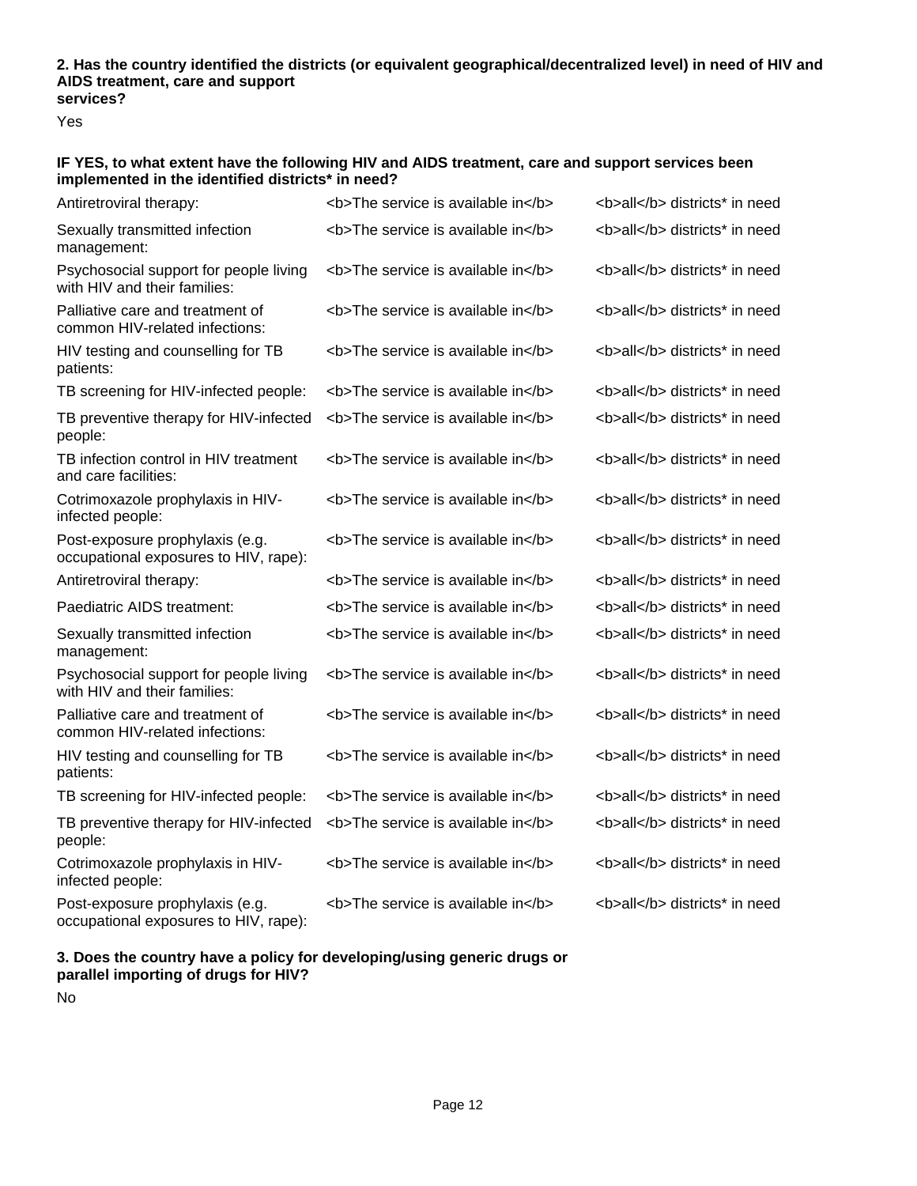**2. Has the country identified the districts (or equivalent geographical/decentralized level) in need of HIV and AIDS treatment, care and support services?**

Yes

**IF YES, to what extent have the following HIV and AIDS treatment, care and support services been implemented in the identified districts\* in need?**

| | | |
|---|---|---|
| Antiretroviral therapy: | <b>The service is available in</b> | <b>all</b> districts* in need |
| Sexually transmitted infection management: | <b>The service is available in</b> | <b>all</b> districts* in need |
| Psychosocial support for people living with HIV and their families: | <b>The service is available in</b> | <b>all</b> districts* in need |
| Palliative care and treatment of common HIV-related infections: | <b>The service is available in</b> | <b>all</b> districts* in need |
| HIV testing and counselling for TB patients: | <b>The service is available in</b> | <b>all</b> districts* in need |
| TB screening for HIV-infected people: | <b>The service is available in</b> | <b>all</b> districts* in need |
| TB preventive therapy for HIV-infected people: | <b>The service is available in</b> | <b>all</b> districts* in need |
| TB infection control in HIV treatment and care facilities: | <b>The service is available in</b> | <b>all</b> districts* in need |
| Cotrimoxazole prophylaxis in HIV-infected people: | <b>The service is available in</b> | <b>all</b> districts* in need |
| Post-exposure prophylaxis (e.g. occupational exposures to HIV, rape): | <b>The service is available in</b> | <b>all</b> districts* in need |
| Antiretroviral therapy: | <b>The service is available in</b> | <b>all</b> districts* in need |
| Paediatric AIDS treatment: | <b>The service is available in</b> | <b>all</b> districts* in need |
| Sexually transmitted infection management: | <b>The service is available in</b> | <b>all</b> districts* in need |
| Psychosocial support for people living with HIV and their families: | <b>The service is available in</b> | <b>all</b> districts* in need |
| Palliative care and treatment of common HIV-related infections: | <b>The service is available in</b> | <b>all</b> districts* in need |
| HIV testing and counselling for TB patients: | <b>The service is available in</b> | <b>all</b> districts* in need |
| TB screening for HIV-infected people: | <b>The service is available in</b> | <b>all</b> districts* in need |
| TB preventive therapy for HIV-infected people: | <b>The service is available in</b> | <b>all</b> districts* in need |
| Cotrimoxazole prophylaxis in HIV-infected people: | <b>The service is available in</b> | <b>all</b> districts* in need |
| Post-exposure prophylaxis (e.g. occupational exposures to HIV, rape): | <b>The service is available in</b> | <b>all</b> districts* in need |

**3. Does the country have a policy for developing/using generic drugs or parallel importing of drugs for HIV?**

No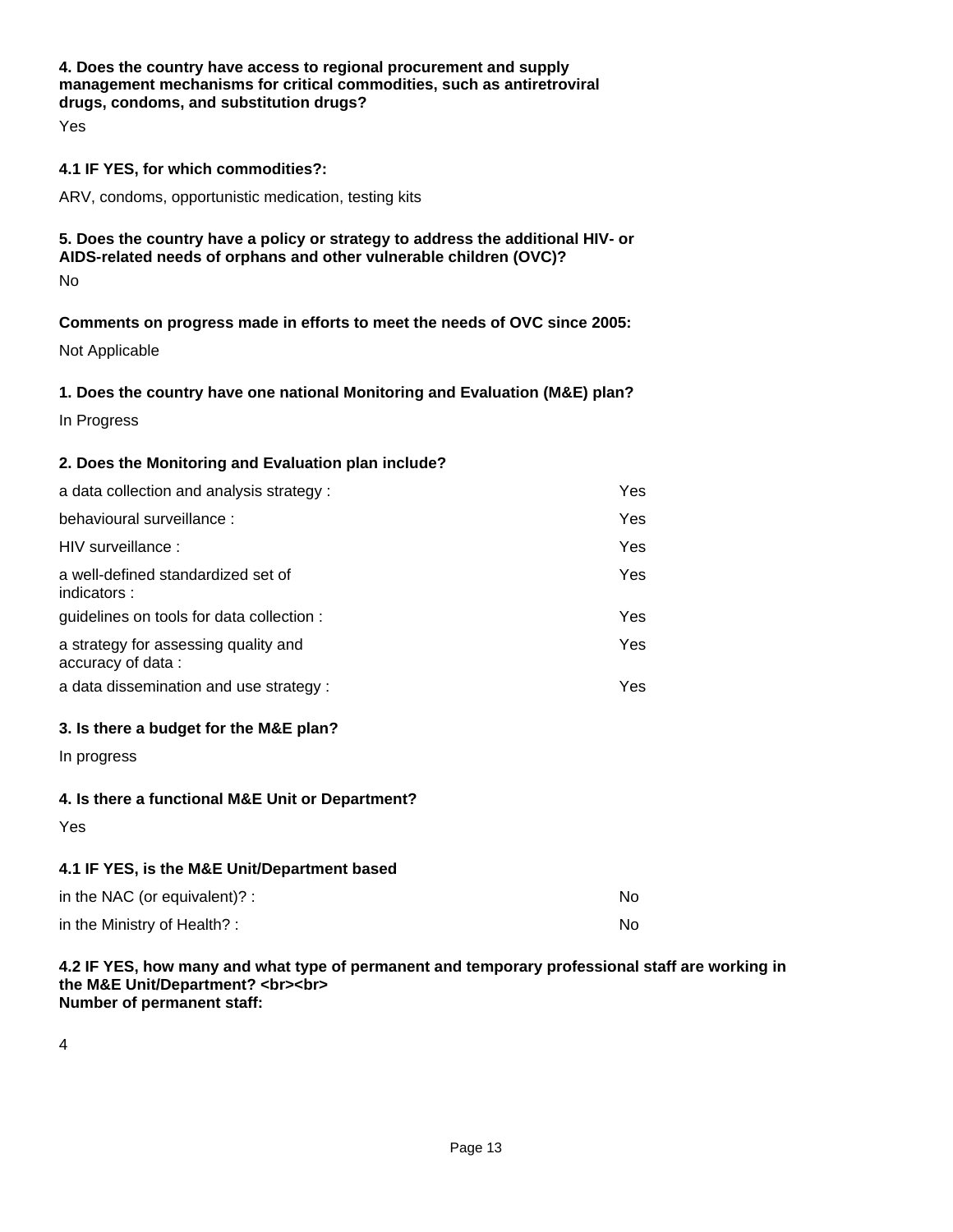**4. Does the country have access to regional procurement and supply management mechanisms for critical commodities, such as antiretroviral drugs, condoms, and substitution drugs?**

Yes

**4.1 IF YES, for which commodities?:**

ARV, condoms, opportunistic medication, testing kits

**5. Does the country have a policy or strategy to address the additional HIV- or AIDS-related needs of orphans and other vulnerable children (OVC)?**

No

**Comments on progress made in efforts to meet the needs of OVC since 2005:**

Not Applicable

**1. Does the country have one national Monitoring and Evaluation (M&E) plan?**

In Progress

**2. Does the Monitoring and Evaluation plan include?**

| | |
|---|---|
| a data collection and analysis strategy : | Yes |
| behavioural surveillance : | Yes |
| HIV surveillance : | Yes |
| a well-defined standardized set of indicators : | Yes |
| guidelines on tools for data collection : | Yes |
| a strategy for assessing quality and accuracy of data : | Yes |
| a data dissemination and use strategy : | Yes |

**3. Is there a budget for the M&E plan?**

In progress

**4. Is there a functional M&E Unit or Department?**

Yes

**4.1 IF YES, is the M&E Unit/Department based**

| | |
|---|---|
| in the NAC (or equivalent)? : | No |
| in the Ministry of Health? : | No |

**4.2 IF YES, how many and what type of permanent and temporary professional staff are working in the M&E Unit/Department? <br><br>**
**Number of permanent staff:**

4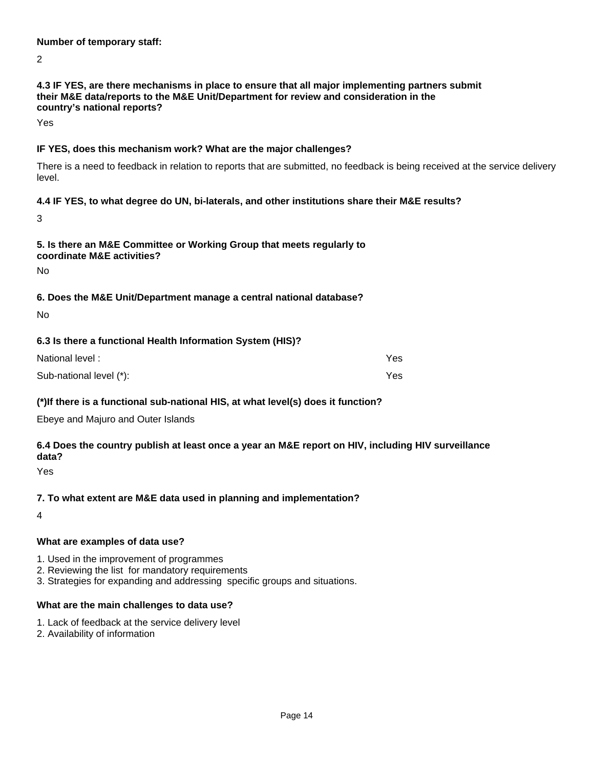**Number of temporary staff:**

2

**4.3 IF YES, are there mechanisms in place to ensure that all major implementing partners submit their M&E data/reports to the M&E Unit/Department for review and consideration in the country's national reports?**

Yes

**IF YES, does this mechanism work? What are the major challenges?**

There is a need to feedback in relation to reports that are submitted, no feedback is being received at the service delivery level.

**4.4 IF YES, to what degree do UN, bi-laterals, and other institutions share their M&E results?**

3

**5. Is there an M&E Committee or Working Group that meets regularly to coordinate M&E activities?**

No

**6. Does the M&E Unit/Department manage a central national database?**

No

**6.3 Is there a functional Health Information System (HIS)?**

| | |
|---|---|
| National level : | Yes |
| Sub-national level (*): | Yes |

**(*)If there is a functional sub-national HIS, at what level(s) does it function?**

Ebeye and Majuro and Outer Islands

**6.4 Does the country publish at least once a year an M&E report on HIV, including HIV surveillance data?**

Yes

**7. To what extent are M&E data used in planning and implementation?**

4

**What are examples of data use?**

1. Used in the improvement of programmes
2. Reviewing the list for mandatory requirements
3. Strategies for expanding and addressing specific groups and situations.

**What are the main challenges to data use?**

1. Lack of feedback at the service delivery level
2. Availability of information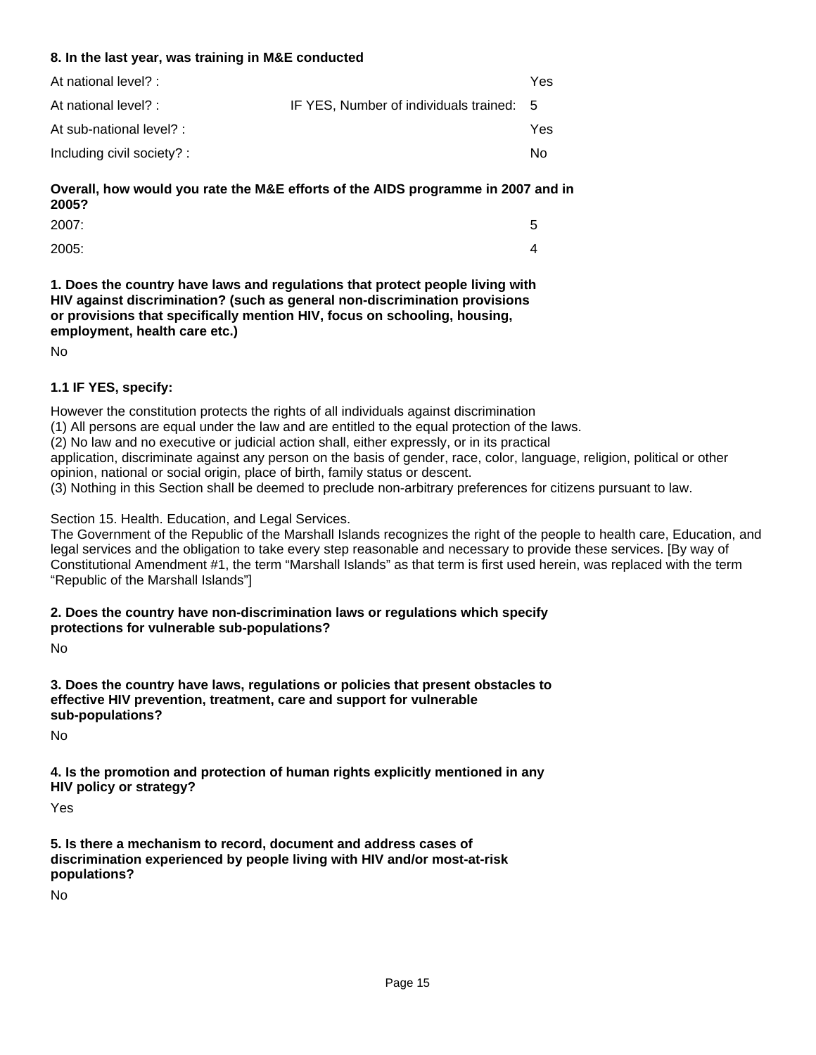**8. In the last year, was training in M&E conducted**

| | | |
|---|---|---|
| At national level? : | | Yes |
| At national level? : | IF YES, Number of individuals trained: | 5 |
| At sub-national level? : | | Yes |
| Including civil society? : | | No |

**Overall, how would you rate the M&E efforts of the AIDS programme in 2007 and in 2005?**

| | |
|---|---|
| 2007: | 5 |
| 2005: | 4 |

**1. Does the country have laws and regulations that protect people living with HIV against discrimination? (such as general non-discrimination provisions or provisions that specifically mention HIV, focus on schooling, housing, employment, health care etc.)**

No

**1.1 IF YES, specify:**

However the constitution protects the rights of all individuals against discrimination
(1) All persons are equal under the law and are entitled to the equal protection of the laws.
(2) No law and no executive or judicial action shall, either expressly, or in its practical
application, discriminate against any person on the basis of gender, race, color, language, religion, political or other opinion, national or social origin, place of birth, family status or descent.
(3) Nothing in this Section shall be deemed to preclude non-arbitrary preferences for citizens pursuant to law.

Section 15. Health. Education, and Legal Services.
The Government of the Republic of the Marshall Islands recognizes the right of the people to health care, Education, and legal services and the obligation to take every step reasonable and necessary to provide these services. [By way of Constitutional Amendment #1, the term "Marshall Islands" as that term is first used herein, was replaced with the term "Republic of the Marshall Islands"]

**2. Does the country have non-discrimination laws or regulations which specify protections for vulnerable sub-populations?**

No

**3. Does the country have laws, regulations or policies that present obstacles to effective HIV prevention, treatment, care and support for vulnerable sub-populations?**

No

**4. Is the promotion and protection of human rights explicitly mentioned in any HIV policy or strategy?**

Yes

**5. Is there a mechanism to record, document and address cases of discrimination experienced by people living with HIV and/or most-at-risk populations?**

No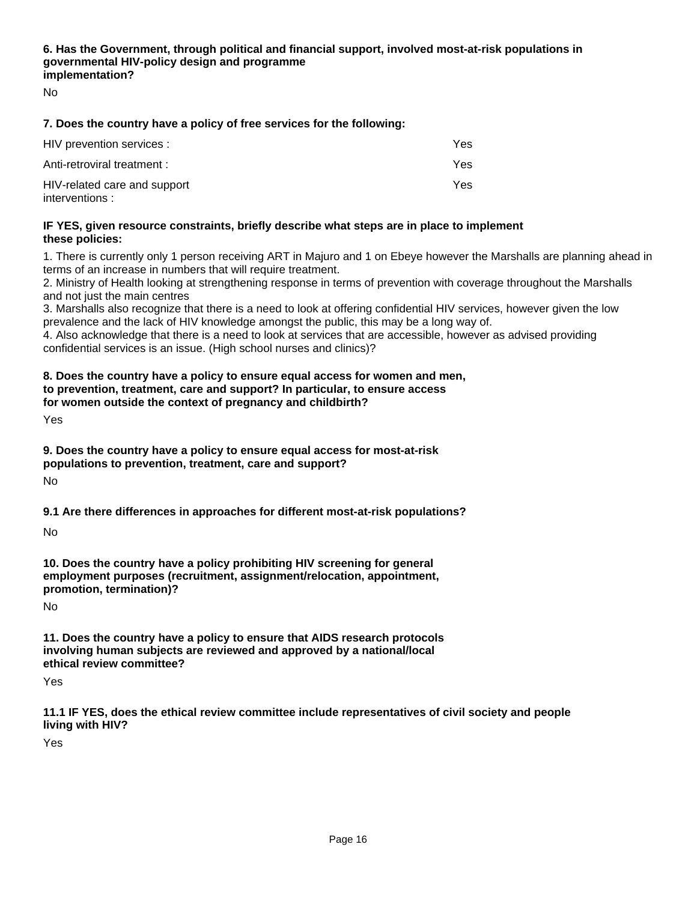**6. Has the Government, through political and financial support, involved most-at-risk populations in governmental HIV-policy design and programme implementation?**

No

**7. Does the country have a policy of free services for the following:**

| | |
|---|---|
| HIV prevention services : | Yes |
| Anti-retroviral treatment : | Yes |
| HIV-related care and support interventions : | Yes |

**IF YES, given resource constraints, briefly describe what steps are in place to implement these policies:**

1. There is currently only 1 person receiving ART in Majuro and 1 on Ebeye however the Marshalls are planning ahead in terms of an increase in numbers that will require treatment.
2. Ministry of Health looking at strengthening response in terms of prevention with coverage throughout the Marshalls and not just the main centres
3. Marshalls also recognize that there is a need to look at offering confidential HIV services, however given the low prevalence and the lack of HIV knowledge amongst the public, this may be a long way of.
4. Also acknowledge that there is a need to look at services that are accessible, however as advised providing confidential services is an issue. (High school nurses and clinics)?

**8. Does the country have a policy to ensure equal access for women and men, to prevention, treatment, care and support? In particular, to ensure access for women outside the context of pregnancy and childbirth?**

Yes

**9. Does the country have a policy to ensure equal access for most-at-risk populations to prevention, treatment, care and support?**

No

**9.1 Are there differences in approaches for different most-at-risk populations?**

No

**10. Does the country have a policy prohibiting HIV screening for general employment purposes (recruitment, assignment/relocation, appointment, promotion, termination)?**

No

**11. Does the country have a policy to ensure that AIDS research protocols involving human subjects are reviewed and approved by a national/local ethical review committee?**

Yes

**11.1 IF YES, does the ethical review committee include representatives of civil society and people living with HIV?**

Yes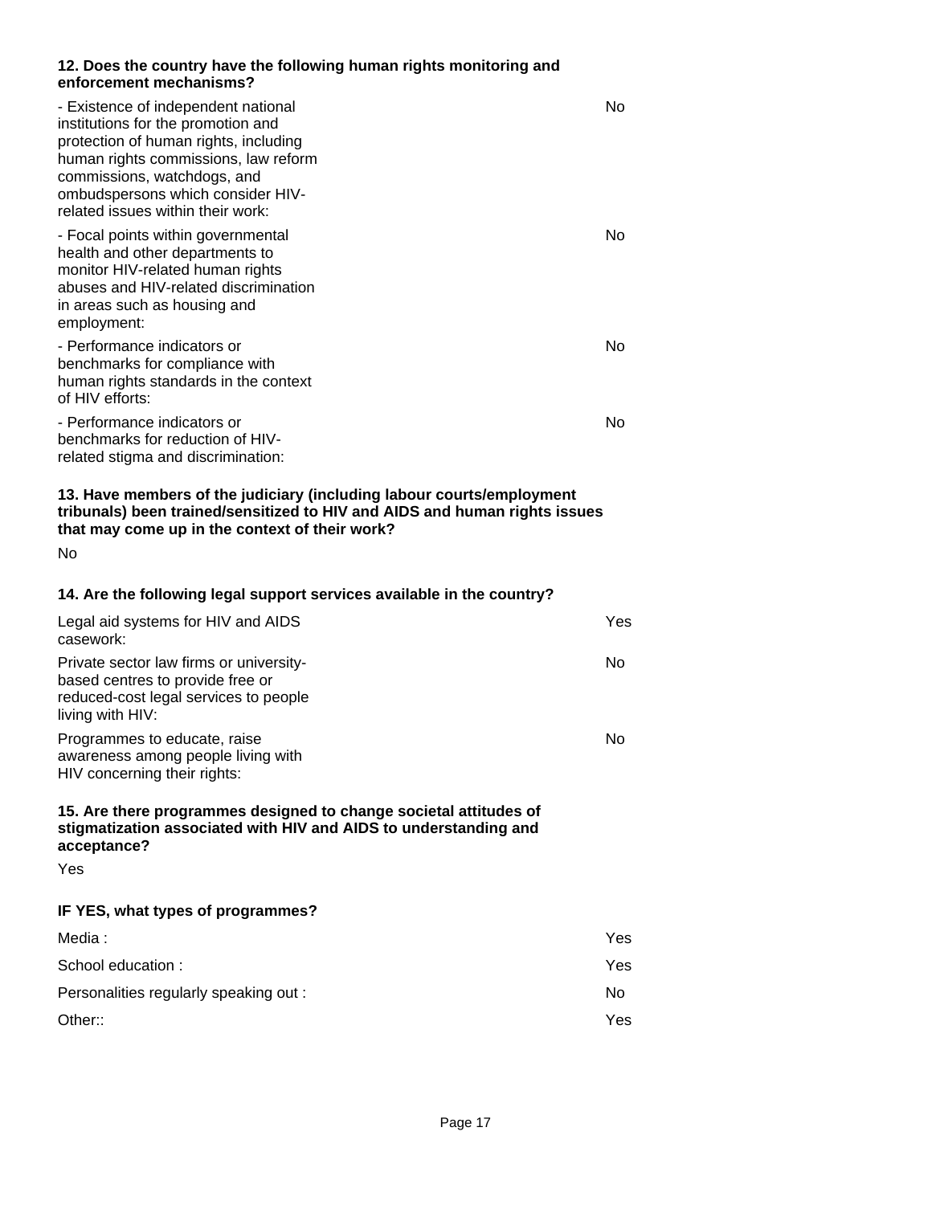**12. Does the country have the following human rights monitoring and enforcement mechanisms?**

| | |
|---|---|
| - Existence of independent national institutions for the promotion and protection of human rights, including human rights commissions, law reform commissions, watchdogs, and ombudspersons which consider HIV-related issues within their work: | No |
| - Focal points within governmental health and other departments to monitor HIV-related human rights abuses and HIV-related discrimination in areas such as housing and employment: | No |
| - Performance indicators or benchmarks for compliance with human rights standards in the context of HIV efforts: | No |
| - Performance indicators or benchmarks for reduction of HIV-related stigma and discrimination: | No |

**13. Have members of the judiciary (including labour courts/employment tribunals) been trained/sensitized to HIV and AIDS and human rights issues that may come up in the context of their work?**

No

**14. Are the following legal support services available in the country?**

| | |
|---|---|
| Legal aid systems for HIV and AIDS casework: | Yes |
| Private sector law firms or university-based centres to provide free or reduced-cost legal services to people living with HIV: | No |
| Programmes to educate, raise awareness among people living with HIV concerning their rights: | No |

**15. Are there programmes designed to change societal attitudes of stigmatization associated with HIV and AIDS to understanding and acceptance?**

Yes

**IF YES, what types of programmes?**

| | |
|---|---|
| Media : | Yes |
| School education : | Yes |
| Personalities regularly speaking out : | No |
| Other:: | Yes |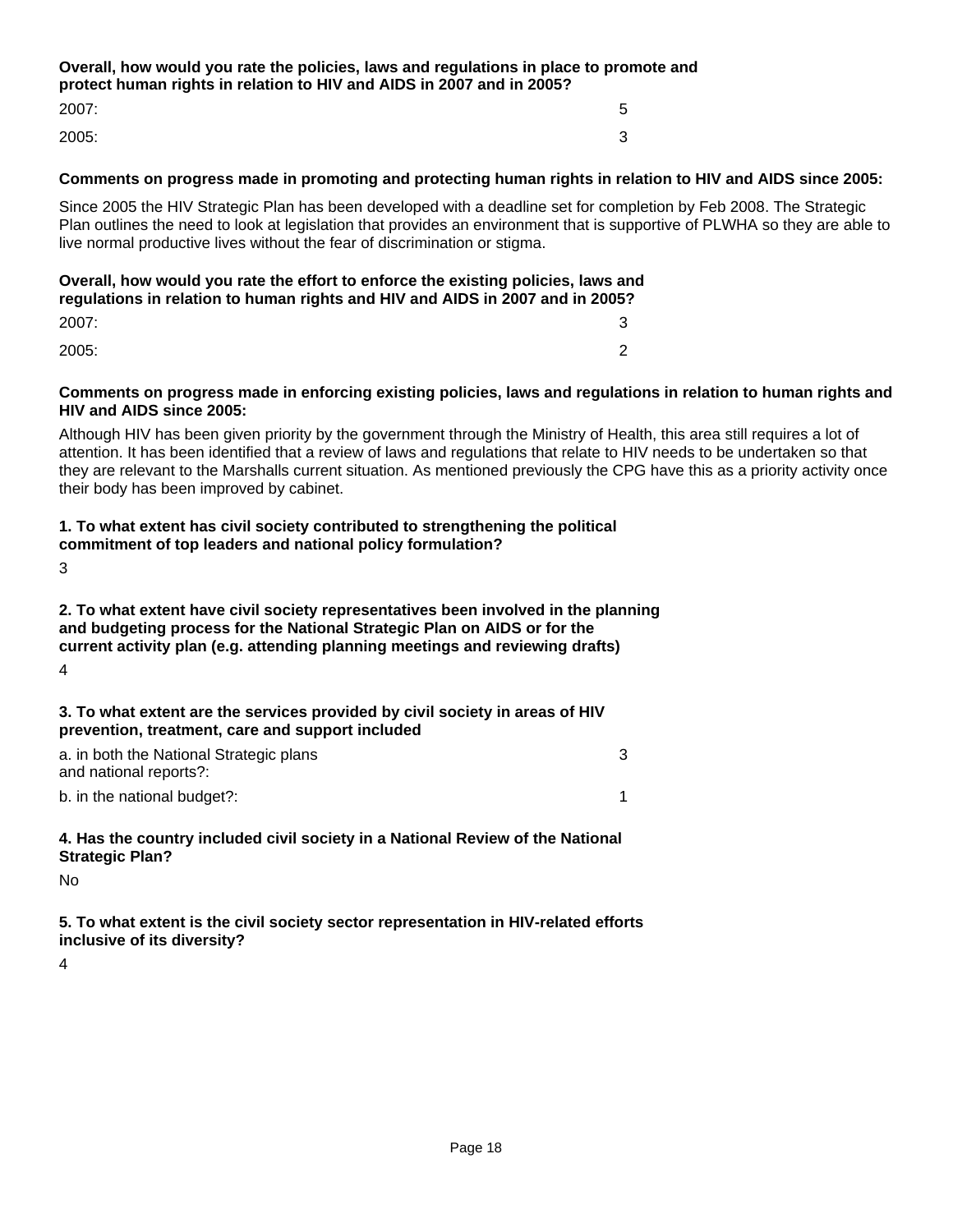**Overall, how would you rate the policies, laws and regulations in place to promote and protect human rights in relation to HIV and AIDS in 2007 and in 2005?**

| | |
|---|---|
| 2007: | 5 |
| 2005: | 3 |

**Comments on progress made in promoting and protecting human rights in relation to HIV and AIDS since 2005:**

Since 2005 the HIV Strategic Plan has been developed with a deadline set for completion by Feb 2008. The Strategic Plan outlines the need to look at legislation that provides an environment that is supportive of PLWHA so they are able to live normal productive lives without the fear of discrimination or stigma.

**Overall, how would you rate the effort to enforce the existing policies, laws and regulations in relation to human rights and HIV and AIDS in 2007 and in 2005?**

| | |
|---|---|
| 2007: | 3 |
| 2005: | 2 |

**Comments on progress made in enforcing existing policies, laws and regulations in relation to human rights and HIV and AIDS since 2005:**

Although HIV has been given priority by the government through the Ministry of Health, this area still requires a lot of attention. It has been identified that a review of laws and regulations that relate to HIV needs to be undertaken so that they are relevant to the Marshalls current situation. As mentioned previously the CPG have this as a priority activity once their body has been improved by cabinet.

**1. To what extent has civil society contributed to strengthening the political commitment of top leaders and national policy formulation?**

3

**2. To what extent have civil society representatives been involved in the planning and budgeting process for the National Strategic Plan on AIDS or for the current activity plan (e.g. attending planning meetings and reviewing drafts)**

4

**3. To what extent are the services provided by civil society in areas of HIV prevention, treatment, care and support included**

| | |
|---|---|
| a. in both the National Strategic plans and national reports?: | 3 |
| b. in the national budget?: | 1 |

**4. Has the country included civil society in a National Review of the National Strategic Plan?**

No

**5. To what extent is the civil society sector representation in HIV-related efforts inclusive of its diversity?**

4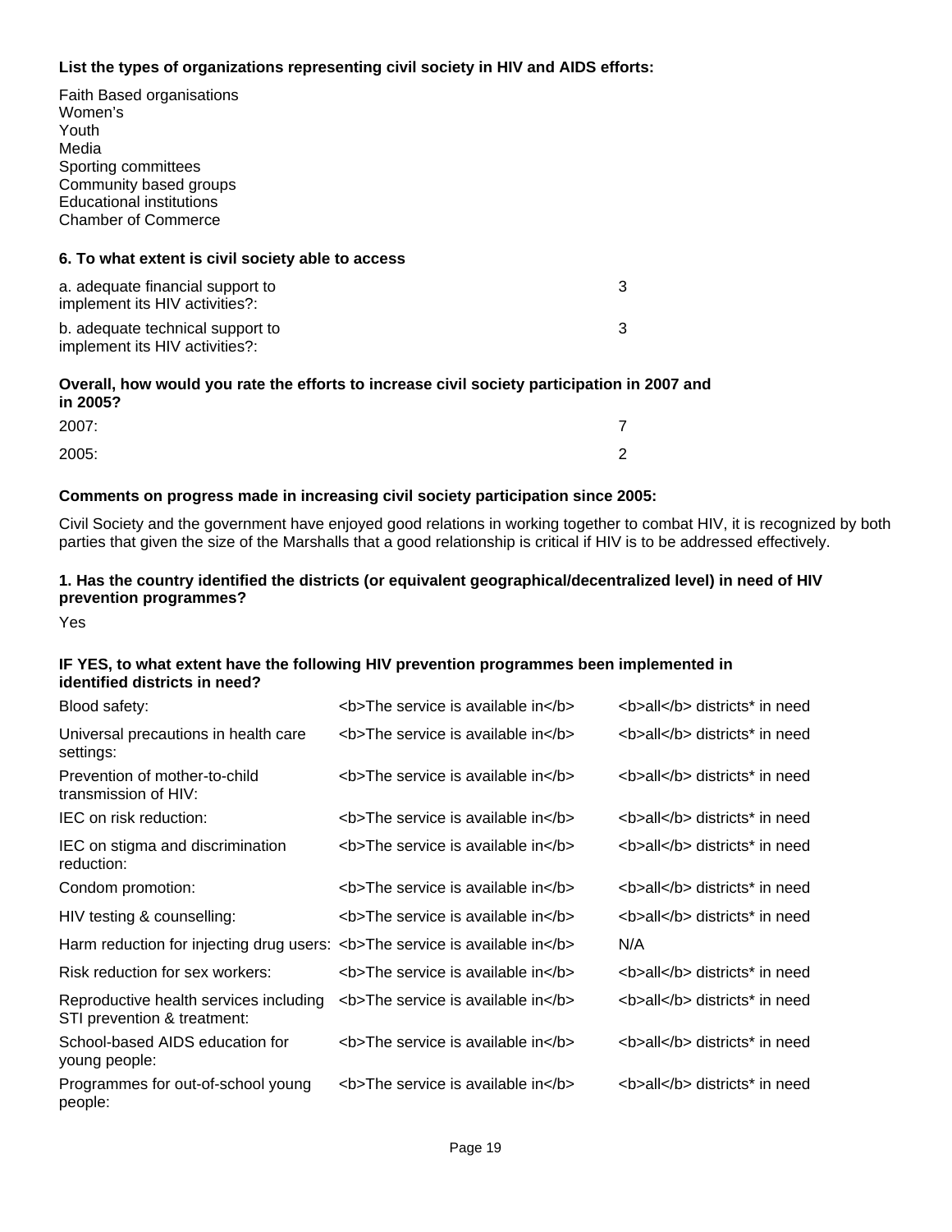**List the types of organizations representing civil society in HIV and AIDS efforts:**

Faith Based organisations
Women's
Youth
Media
Sporting committees
Community based groups
Educational institutions
Chamber of Commerce

**6. To what extent is civil society able to access**

| | |
|---|---|
| a. adequate financial support to implement its HIV activities?: | 3 |
| b. adequate technical support to implement its HIV activities?: | 3 |

**Overall, how would you rate the efforts to increase civil society participation in 2007 and in 2005?**

| | |
|---|---|
| 2007: | 7 |
| 2005: | 2 |

**Comments on progress made in increasing civil society participation since 2005:**

Civil Society and the government have enjoyed good relations in working together to combat HIV, it is recognized by both parties that given the size of the Marshalls that a good relationship is critical if HIV is to be addressed effectively.

**1. Has the country identified the districts (or equivalent geographical/decentralized level) in need of HIV prevention programmes?**

Yes

**IF YES, to what extent have the following HIV prevention programmes been implemented in identified districts in need?**

| | | |
|---|---|---|
| Blood safety: | <b>The service is available in</b> | <b>all</b> districts* in need |
| Universal precautions in health care settings: | <b>The service is available in</b> | <b>all</b> districts* in need |
| Prevention of mother-to-child transmission of HIV: | <b>The service is available in</b> | <b>all</b> districts* in need |
| IEC on risk reduction: | <b>The service is available in</b> | <b>all</b> districts* in need |
| IEC on stigma and discrimination reduction: | <b>The service is available in</b> | <b>all</b> districts* in need |
| Condom promotion: | <b>The service is available in</b> | <b>all</b> districts* in need |
| HIV testing & counselling: | <b>The service is available in</b> | <b>all</b> districts* in need |
| Harm reduction for injecting drug users: | <b>The service is available in</b> | N/A |
| Risk reduction for sex workers: | <b>The service is available in</b> | <b>all</b> districts* in need |
| Reproductive health services including STI prevention & treatment: | <b>The service is available in</b> | <b>all</b> districts* in need |
| School-based AIDS education for young people: | <b>The service is available in</b> | <b>all</b> districts* in need |
| Programmes for out-of-school young people: | <b>The service is available in</b> | <b>all</b> districts* in need |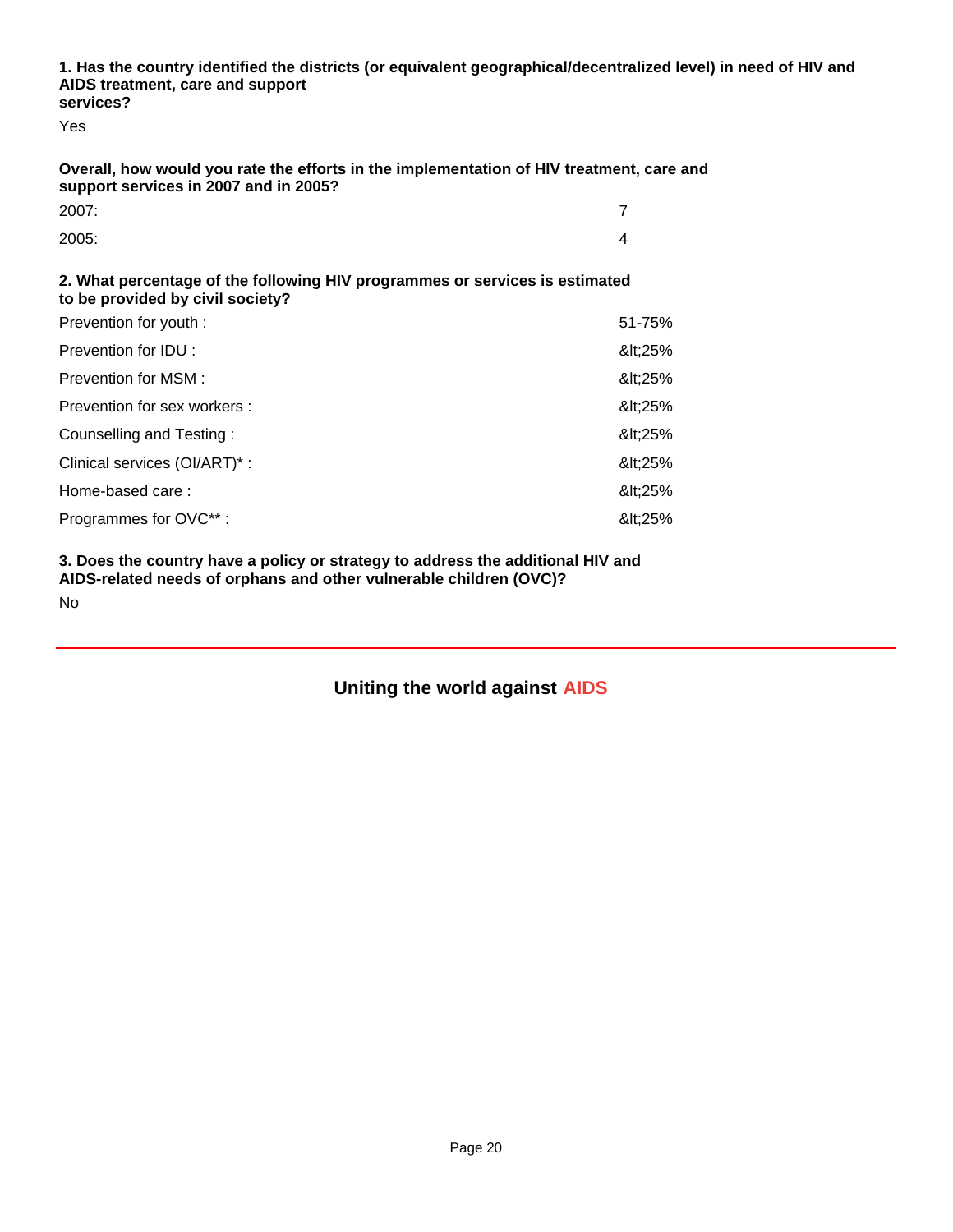**1. Has the country identified the districts (or equivalent geographical/decentralized level) in need of HIV and AIDS treatment, care and support services?**

Yes

**Overall, how would you rate the efforts in the implementation of HIV treatment, care and support services in 2007 and in 2005?**

| | |
|---|---|
| 2007: | 7 |
| 2005: | 4 |

**2. What percentage of the following HIV programmes or services is estimated to be provided by civil society?**

| | |
|---|---|
| Prevention for youth : | 51-75% |
| Prevention for IDU : | &lt;25% |
| Prevention for MSM : | &lt;25% |
| Prevention for sex workers : | &lt;25% |
| Counselling and Testing : | &lt;25% |
| Clinical services (OI/ART)* : | &lt;25% |
| Home-based care : | &lt;25% |
| Programmes for OVC** : | &lt;25% |

**3. Does the country have a policy or strategy to address the additional HIV and AIDS-related needs of orphans and other vulnerable children (OVC)?**

No

**Uniting the world against AIDS**